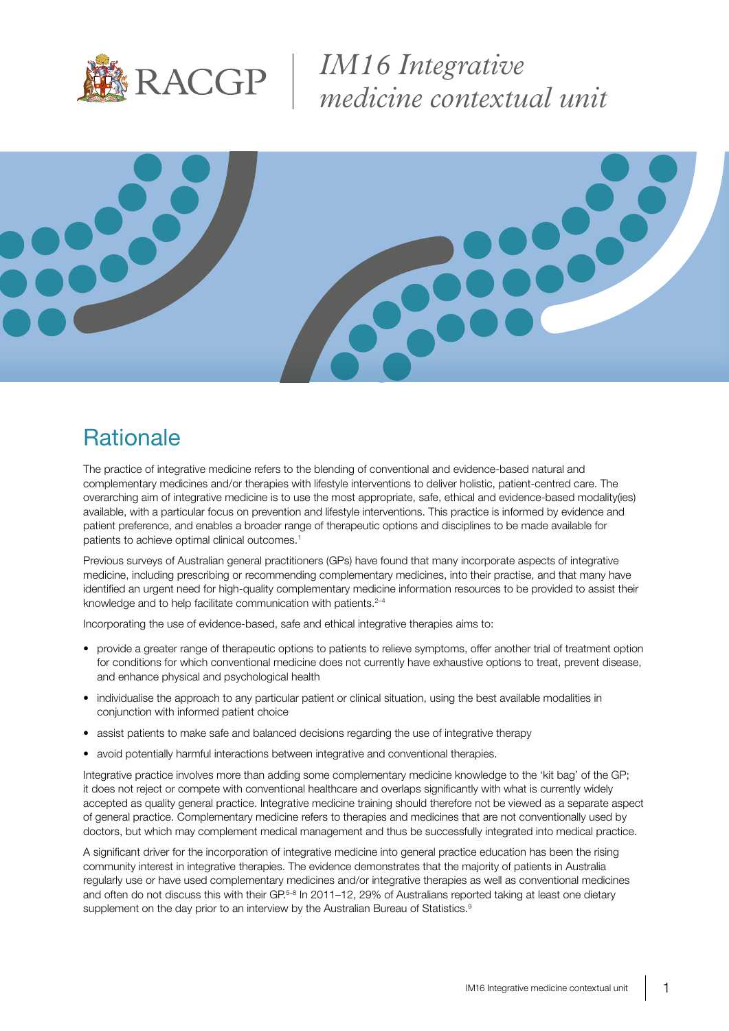# IM16 Integrative medicine contextual unit

## Rationale

The practice of integrative medicine refers to the blending of conventional and evidence-based natural and complementary medicines and/or therapies with lifestyle interventions to deliver holistic, patient-centred care. The overarching aim of integrative medicine is to use the most appropriate, safe, ethical and evidence-based modality(ies) available, with a particular focus on prevention and lifestyle interventions. This practice is informed by evidence and patient preference, and enables a broader range of therapeutic options and disciplines to be made available for patients to achieve optimal clinical outcomes.[1]

Previous surveys of Australian general practitioners (GPs) have found that many incorporate aspects of integrative medicine, including prescribing or recommending complementary medicines, into their practise, and that many have identified an urgent need for high-quality complementary medicine information resources to be provided to assist their knowledge and to help facilitate communication with patients.[2–4]

Incorporating the use of evidence-based, safe and ethical integrative therapies aims to:

- provide a greater range of therapeutic options to patients to relieve symptoms, offer another trial of treatment option for conditions for which conventional medicine does not currently have exhaustive options to treat, prevent disease, and enhance physical and psychological health
- individualise the approach to any particular patient or clinical situation, using the best available modalities in conjunction with informed patient choice
- assist patients to make safe and balanced decisions regarding the use of integrative therapy
- avoid potentially harmful interactions between integrative and conventional therapies.

Integrative practice involves more than adding some complementary medicine knowledge to the 'kit bag' of the GP; it does not reject or compete with conventional healthcare and overlaps significantly with what is currently widely accepted as quality general practice. Integrative medicine training should therefore not be viewed as a separate aspect of general practice. Complementary medicine refers to therapies and medicines that are not conventionally used by doctors, but which may complement medical management and thus be successfully integrated into medical practice.

A significant driver for the incorporation of integrative medicine into general practice education has been the rising community interest in integrative therapies. The evidence demonstrates that the majority of patients in Australia regularly use or have used complementary medicines and/or integrative therapies as well as conventional medicines and often do not discuss this with their GP.[5–8] In 2011–12, 29% of Australians reported taking at least one dietary supplement on the day prior to an interview by the Australian Bureau of Statistics.[9]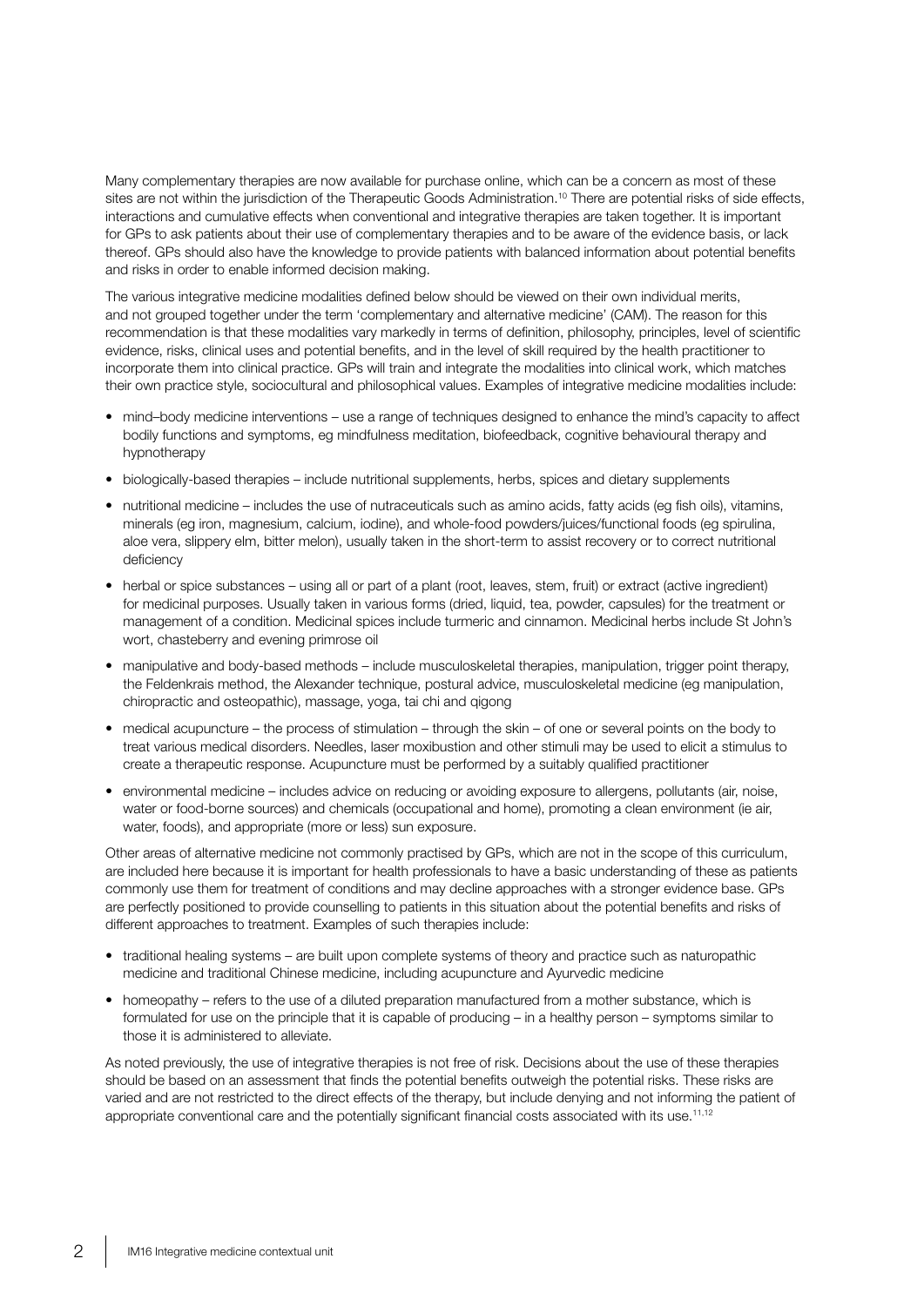Many complementary therapies are now available for purchase online, which can be a concern as most of these sites are not within the jurisdiction of the Therapeutic Goods Administration.[10] There are potential risks of side effects, interactions and cumulative effects when conventional and integrative therapies are taken together. It is important for GPs to ask patients about their use of complementary therapies and to be aware of the evidence basis, or lack thereof. GPs should also have the knowledge to provide patients with balanced information about potential benefits and risks in order to enable informed decision making.

The various integrative medicine modalities defined below should be viewed on their own individual merits, and not grouped together under the term 'complementary and alternative medicine' (CAM). The reason for this recommendation is that these modalities vary markedly in terms of definition, philosophy, principles, level of scientific evidence, risks, clinical uses and potential benefits, and in the level of skill required by the health practitioner to incorporate them into clinical practice. GPs will train and integrate the modalities into clinical work, which matches their own practice style, sociocultural and philosophical values. Examples of integrative medicine modalities include:

- mind–body medicine interventions – use a range of techniques designed to enhance the mind's capacity to affect bodily functions and symptoms, eg mindfulness meditation, biofeedback, cognitive behavioural therapy and hypnotherapy
- biologically-based therapies – include nutritional supplements, herbs, spices and dietary supplements
- nutritional medicine – includes the use of nutraceuticals such as amino acids, fatty acids (eg fish oils), vitamins, minerals (eg iron, magnesium, calcium, iodine), and whole-food powders/juices/functional foods (eg spirulina, aloe vera, slippery elm, bitter melon), usually taken in the short-term to assist recovery or to correct nutritional deficiency
- herbal or spice substances – using all or part of a plant (root, leaves, stem, fruit) or extract (active ingredient) for medicinal purposes. Usually taken in various forms (dried, liquid, tea, powder, capsules) for the treatment or management of a condition. Medicinal spices include turmeric and cinnamon. Medicinal herbs include St John's wort, chasteberry and evening primrose oil
- manipulative and body-based methods – include musculoskeletal therapies, manipulation, trigger point therapy, the Feldenkrais method, the Alexander technique, postural advice, musculoskeletal medicine (eg manipulation, chiropractic and osteopathic), massage, yoga, tai chi and qigong
- medical acupuncture – the process of stimulation – through the skin – of one or several points on the body to treat various medical disorders. Needles, laser moxibustion and other stimuli may be used to elicit a stimulus to create a therapeutic response. Acupuncture must be performed by a suitably qualified practitioner
- environmental medicine – includes advice on reducing or avoiding exposure to allergens, pollutants (air, noise, water or food-borne sources) and chemicals (occupational and home), promoting a clean environment (ie air, water, foods), and appropriate (more or less) sun exposure.

Other areas of alternative medicine not commonly practised by GPs, which are not in the scope of this curriculum, are included here because it is important for health professionals to have a basic understanding of these as patients commonly use them for treatment of conditions and may decline approaches with a stronger evidence base. GPs are perfectly positioned to provide counselling to patients in this situation about the potential benefits and risks of different approaches to treatment. Examples of such therapies include:

- traditional healing systems – are built upon complete systems of theory and practice such as naturopathic medicine and traditional Chinese medicine, including acupuncture and Ayurvedic medicine
- homeopathy – refers to the use of a diluted preparation manufactured from a mother substance, which is formulated for use on the principle that it is capable of producing – in a healthy person – symptoms similar to those it is administered to alleviate.

As noted previously, the use of integrative therapies is not free of risk. Decisions about the use of these therapies should be based on an assessment that finds the potential benefits outweigh the potential risks. These risks are varied and are not restricted to the direct effects of the therapy, but include denying and not informing the patient of appropriate conventional care and the potentially significant financial costs associated with its use.[11,12]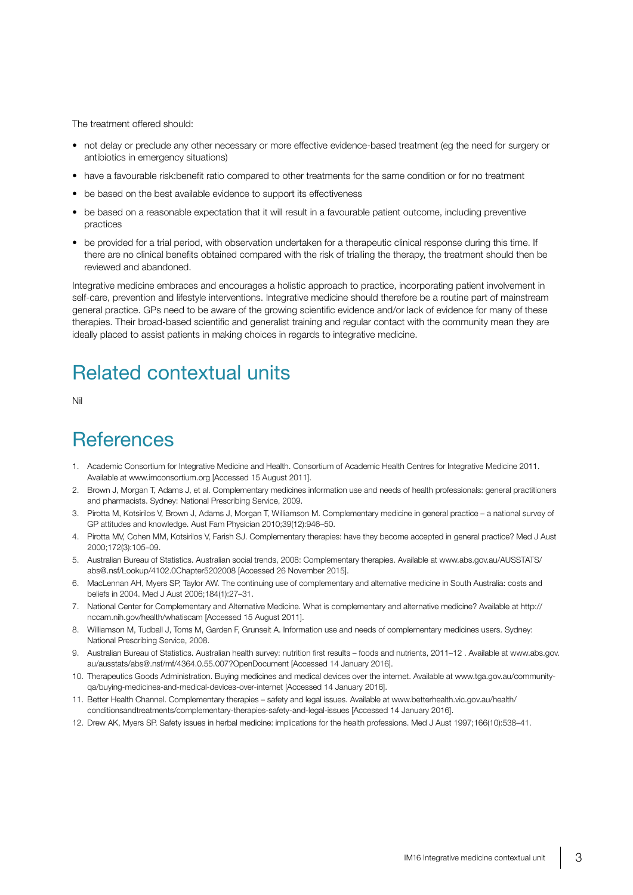The treatment offered should:

- not delay or preclude any other necessary or more effective evidence-based treatment (eg the need for surgery or antibiotics in emergency situations)
- have a favourable risk:benefit ratio compared to other treatments for the same condition or for no treatment
- be based on the best available evidence to support its effectiveness
- be based on a reasonable expectation that it will result in a favourable patient outcome, including preventive practices
- be provided for a trial period, with observation undertaken for a therapeutic clinical response during this time. If there are no clinical benefits obtained compared with the risk of trialling the therapy, the treatment should then be reviewed and abandoned.

Integrative medicine embraces and encourages a holistic approach to practice, incorporating patient involvement in self-care, prevention and lifestyle interventions. Integrative medicine should therefore be a routine part of mainstream general practice. GPs need to be aware of the growing scientific evidence and/or lack of evidence for many of these therapies. Their broad-based scientific and generalist training and regular contact with the community mean they are ideally placed to assist patients in making choices in regards to integrative medicine.

## Related contextual units

Nil

## References

1. Academic Consortium for Integrative Medicine and Health. Consortium of Academic Health Centres for Integrative Medicine 2011. Available at www.imconsortium.org [Accessed 15 August 2011].
2. Brown J, Morgan T, Adams J, et al. Complementary medicines information use and needs of health professionals: general practitioners and pharmacists. Sydney: National Prescribing Service, 2009.
3. Pirotta M, Kotsirilos V, Brown J, Adams J, Morgan T, Williamson M. Complementary medicine in general practice – a national survey of GP attitudes and knowledge. Aust Fam Physician 2010;39(12):946–50.
4. Pirotta MV, Cohen MM, Kotsirilos V, Farish SJ. Complementary therapies: have they become accepted in general practice? Med J Aust 2000;172(3):105–09.
5. Australian Bureau of Statistics. Australian social trends, 2008: Complementary therapies. Available at www.abs.gov.au/AUSSTATS/abs@.nsf/Lookup/4102.0Chapter5202008 [Accessed 26 November 2015].
6. MacLennan AH, Myers SP, Taylor AW. The continuing use of complementary and alternative medicine in South Australia: costs and beliefs in 2004. Med J Aust 2006;184(1):27–31.
7. National Center for Complementary and Alternative Medicine. What is complementary and alternative medicine? Available at http://nccam.nih.gov/health/whatiscam [Accessed 15 August 2011].
8. Williamson M, Tudball J, Toms M, Garden F, Grunseit A. Information use and needs of complementary medicines users. Sydney: National Prescribing Service, 2008.
9. Australian Bureau of Statistics. Australian health survey: nutrition first results – foods and nutrients, 2011–12 . Available at www.abs.gov.au/ausstats/abs@.nsf/mf/4364.0.55.007?OpenDocument [Accessed 14 January 2016].
10. Therapeutics Goods Administration. Buying medicines and medical devices over the internet. Available at www.tga.gov.au/community-qa/buying-medicines-and-medical-devices-over-internet [Accessed 14 January 2016].
11. Better Health Channel. Complementary therapies – safety and legal issues. Available at www.betterhealth.vic.gov.au/health/conditionsandtreatments/complementary-therapies-safety-and-legal-issues [Accessed 14 January 2016].
12. Drew AK, Myers SP. Safety issues in herbal medicine: implications for the health professions. Med J Aust 1997;166(10):538–41.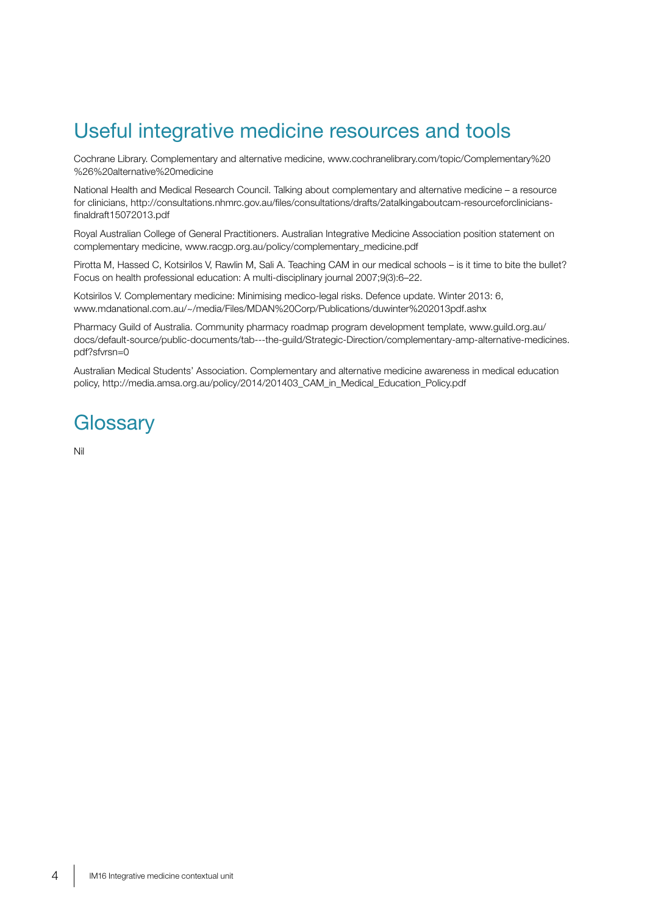## Useful integrative medicine resources and tools

Cochrane Library. Complementary and alternative medicine, www.cochranelibrary.com/topic/Complementary%20%26%20alternative%20medicine

National Health and Medical Research Council. Talking about complementary and alternative medicine – a resource for clinicians, http://consultations.nhmrc.gov.au/files/consultations/drafts/2atalkingaboutcam-resourceforclinicians-finaldraft15072013.pdf

Royal Australian College of General Practitioners. Australian Integrative Medicine Association position statement on complementary medicine, www.racgp.org.au/policy/complementary_medicine.pdf

Pirotta M, Hassed C, Kotsirilos V, Rawlin M, Sali A. Teaching CAM in our medical schools – is it time to bite the bullet? Focus on health professional education: A multi-disciplinary journal 2007;9(3):6–22.

Kotsirilos V. Complementary medicine: Minimising medico-legal risks. Defence update. Winter 2013: 6, www.mdanational.com.au/~/media/Files/MDAN%20Corp/Publications/duwinter%202013pdf.ashx

Pharmacy Guild of Australia. Community pharmacy roadmap program development template, www.guild.org.au/docs/default-source/public-documents/tab---the-guild/Strategic-Direction/complementary-amp-alternative-medicines.pdf?sfvrsn=0

Australian Medical Students' Association. Complementary and alternative medicine awareness in medical education policy, http://media.amsa.org.au/policy/2014/201403_CAM_in_Medical_Education_Policy.pdf

## Glossary

Nil